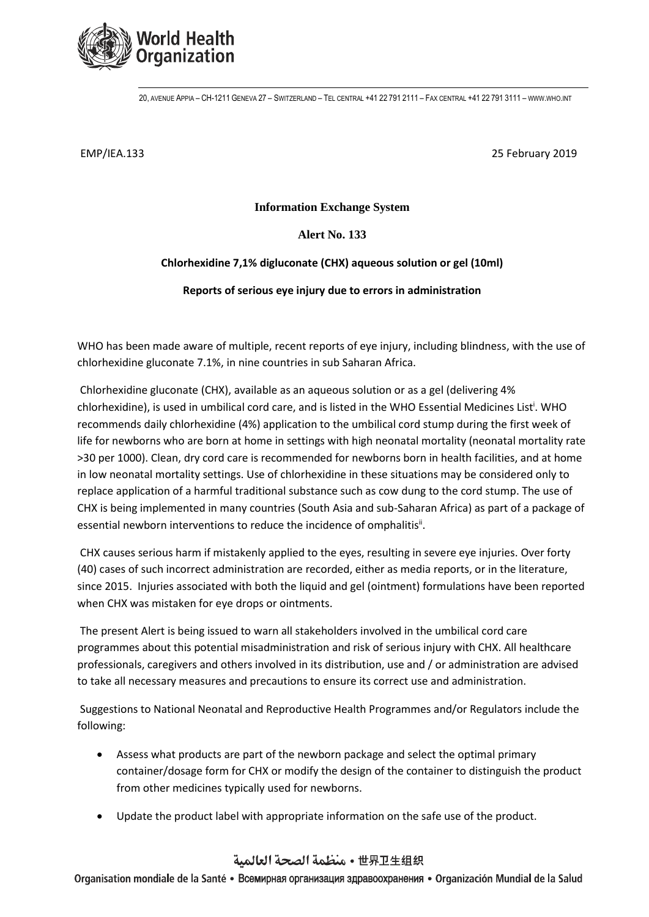EMP/IEA.133 25 February 2019

**Information Exchange System**

**Alert No. 133**

**Chlorhexidine 7,1% digluconate (CHX) aqueous solution or gel (10ml)**

**Reports of serious eye injury due to errors in administration**

WHO has been made aware of multiple, recent reports of eye injury, including blindness, with the use of chlorhexidine gluconate 7.1%, in nine countries in sub Saharan Africa.

Chlorhexidine gluconate (CHX), available as an aqueous solution or as a gel (delivering 4% chlorhexidine), is used in umbilical cord care, and is listed in the WHO Essential Medicines List[i]. WHO recommends daily chlorhexidine (4%) application to the umbilical cord stump during the first week of life for newborns who are born at home in settings with high neonatal mortality (neonatal mortality rate >30 per 1000). Clean, dry cord care is recommended for newborns born in health facilities, and at home in low neonatal mortality settings. Use of chlorhexidine in these situations may be considered only to replace application of a harmful traditional substance such as cow dung to the cord stump. The use of CHX is being implemented in many countries (South Asia and sub-Saharan Africa) as part of a package of essential newborn interventions to reduce the incidence of omphalitis[ii].

CHX causes serious harm if mistakenly applied to the eyes, resulting in severe eye injuries. Over forty (40) cases of such incorrect administration are recorded, either as media reports, or in the literature, since 2015. Injuries associated with both the liquid and gel (ointment) formulations have been reported when CHX was mistaken for eye drops or ointments.

The present Alert is being issued to warn all stakeholders involved in the umbilical cord care programmes about this potential misadministration and risk of serious injury with CHX. All healthcare professionals, caregivers and others involved in its distribution, use and / or administration are advised to take all necessary measures and precautions to ensure its correct use and administration.

Suggestions to National Neonatal and Reproductive Health Programmes and/or Regulators include the following:

- Assess what products are part of the newborn package and select the optimal primary container/dosage form for CHX or modify the design of the container to distinguish the product from other medicines typically used for newborns.
- Update the product label with appropriate information on the safe use of the product.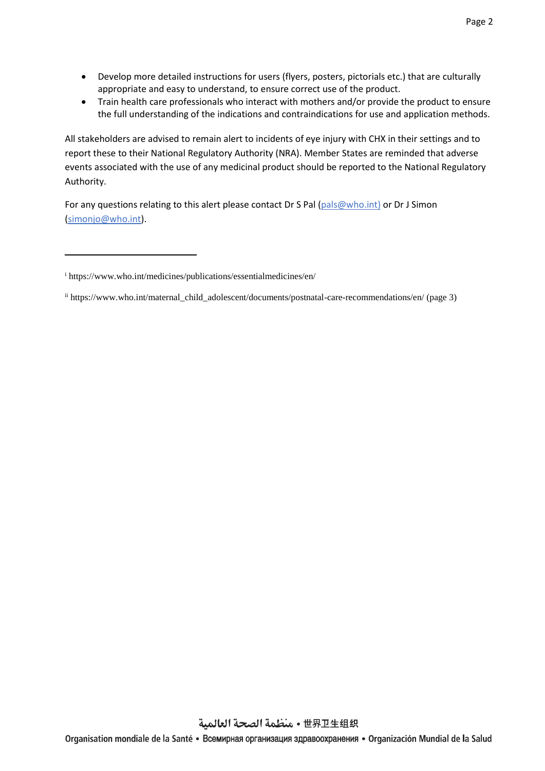- Develop more detailed instructions for users (flyers, posters, pictorials etc.) that are culturally appropriate and easy to understand, to ensure correct use of the product.
- Train health care professionals who interact with mothers and/or provide the product to ensure the full understanding of the indications and contraindications for use and application methods.

All stakeholders are advised to remain alert to incidents of eye injury with CHX in their settings and to report these to their National Regulatory Authority (NRA). Member States are reminded that adverse events associated with the use of any medicinal product should be reported to the National Regulatory Authority.

For any questions relating to this alert please contact Dr S Pal (pals@who.int) or Dr J Simon (simonjo@who.int).

---

[i] https://www.who.int/medicines/publications/essentialmedicines/en/

[ii] https://www.who.int/maternal_child_adolescent/documents/postnatal-care-recommendations/en/ (page 3)